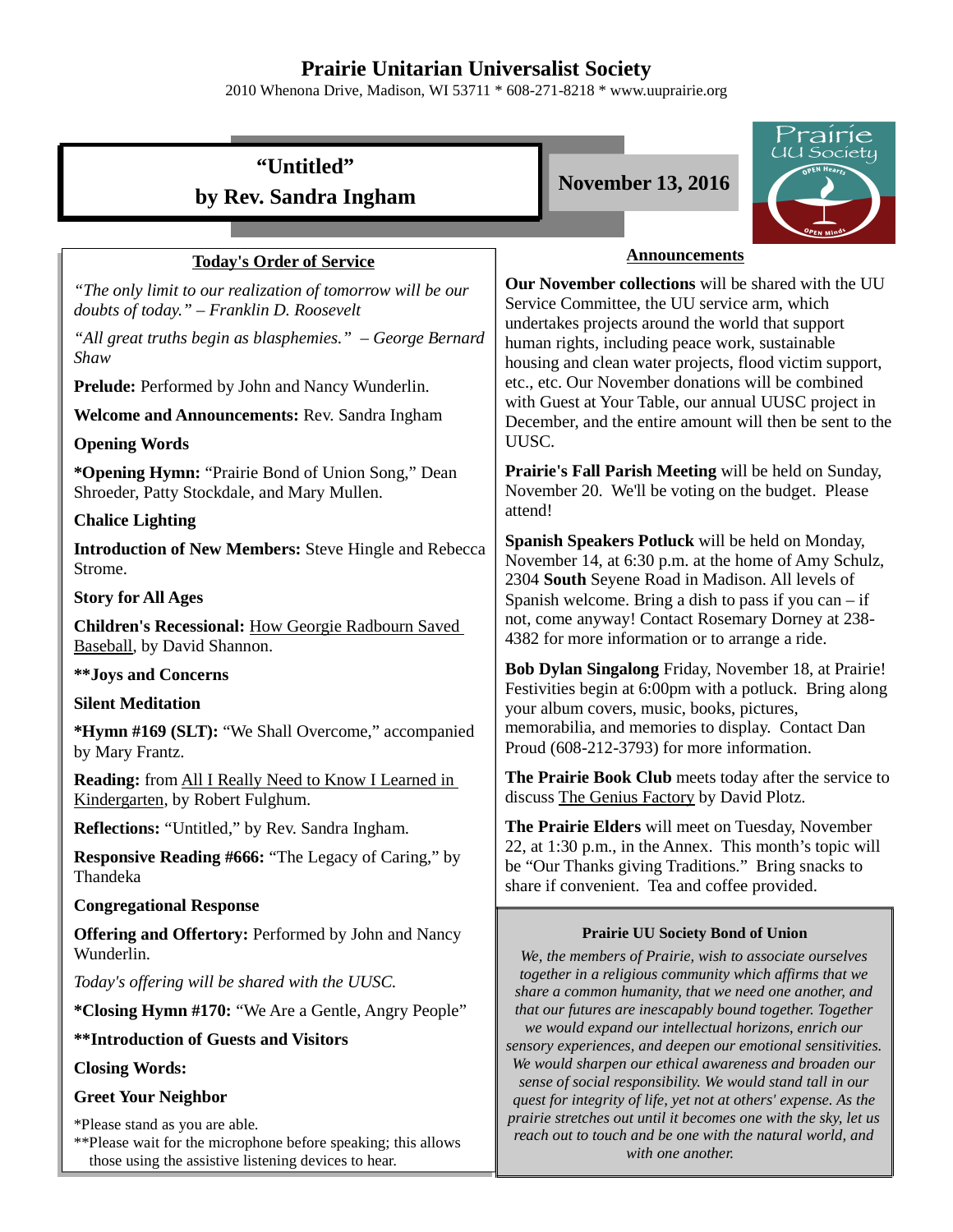# Prairie Unitarian Universalist Society

2010 Whenona Drive, Madison, WI 53711 * 608-271-8218 * www.uuprairie.org

## "Untitled"

## by Rev. Sandra Ingham

**November 13, 2016**

### Today's Order of Service

*"The only limit to our realization of tomorrow will be our doubts of today." – Franklin D. Roosevelt*

*"All great truths begin as blasphemies." – George Bernard Shaw*

**Prelude:** Performed by John and Nancy Wunderlin.

**Welcome and Announcements:** Rev. Sandra Ingham

**Opening Words**

***Opening Hymn:** "Prairie Bond of Union Song," Dean Shroeder, Patty Stockdale, and Mary Mullen.

**Chalice Lighting**

**Introduction of New Members:** Steve Hingle and Rebecca Strome.

**Story for All Ages**

**Children's Recessional:** How Georgie Radbourn Saved Baseball, by David Shannon.

****Joys and Concerns**

**Silent Meditation**

***Hymn #169 (SLT):** "We Shall Overcome," accompanied by Mary Frantz.

**Reading:** from All I Really Need to Know I Learned in Kindergarten, by Robert Fulghum.

**Reflections:** "Untitled," by Rev. Sandra Ingham.

**Responsive Reading #666:** "The Legacy of Caring," by Thandeka

**Congregational Response**

**Offering and Offertory:** Performed by John and Nancy Wunderlin.

*Today's offering will be shared with the UUSC.*

***Closing Hymn #170:** "We Are a Gentle, Angry People"

****Introduction of Guests and Visitors**

**Closing Words:**

**Greet Your Neighbor**

*Please stand as you are able.
**Please wait for the microphone before speaking; this allows those using the assistive listening devices to hear.

### Announcements

**Our November collections** will be shared with the UU Service Committee, the UU service arm, which undertakes projects around the world that support human rights, including peace work, sustainable housing and clean water projects, flood victim support, etc., etc. Our November donations will be combined with Guest at Your Table, our annual UUSC project in December, and the entire amount will then be sent to the UUSC.

**Prairie's Fall Parish Meeting** will be held on Sunday, November 20. We'll be voting on the budget. Please attend!

**Spanish Speakers Potluck** will be held on Monday, November 14, at 6:30 p.m. at the home of Amy Schulz, 2304 **South** Seyene Road in Madison. All levels of Spanish welcome. Bring a dish to pass if you can – if not, come anyway! Contact Rosemary Dorney at 238-4382 for more information or to arrange a ride.

**Bob Dylan Singalong** Friday, November 18, at Prairie! Festivities begin at 6:00pm with a potluck. Bring along your album covers, music, books, pictures, memorabilia, and memories to display. Contact Dan Proud (608-212-3793) for more information.

**The Prairie Book Club** meets today after the service to discuss The Genius Factory by David Plotz.

**The Prairie Elders** will meet on Tuesday, November 22, at 1:30 p.m., in the Annex. This month's topic will be "Our Thanks giving Traditions." Bring snacks to share if convenient. Tea and coffee provided.

### Prairie UU Society Bond of Union

*We, the members of Prairie, wish to associate ourselves together in a religious community which affirms that we share a common humanity, that we need one another, and that our futures are inescapably bound together. Together we would expand our intellectual horizons, enrich our sensory experiences, and deepen our emotional sensitivities. We would sharpen our ethical awareness and broaden our sense of social responsibility. We would stand tall in our quest for integrity of life, yet not at others' expense. As the prairie stretches out until it becomes one with the sky, let us reach out to touch and be one with the natural world, and with one another.*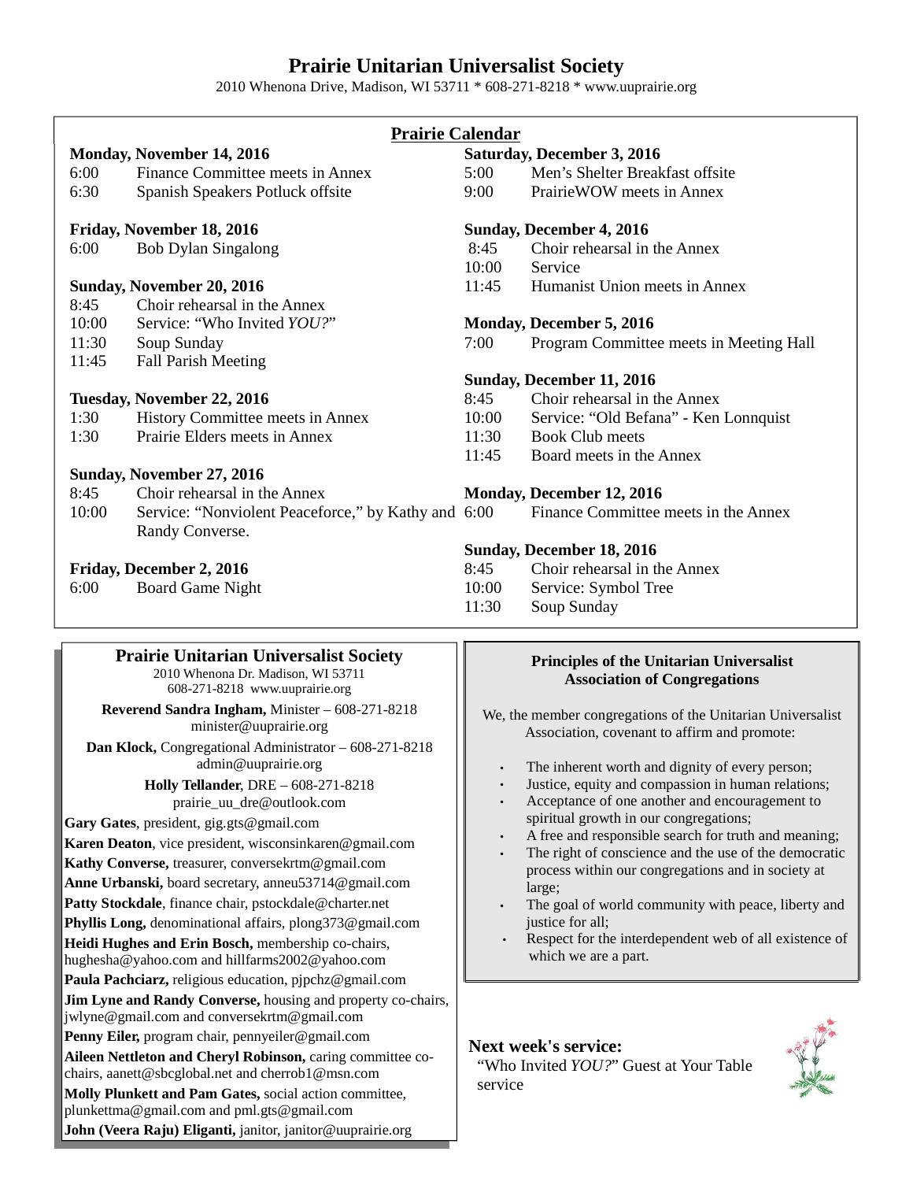# Prairie Unitarian Universalist Society

2010 Whenona Drive, Madison, WI 53711 * 608-271-8218 * www.uuprairie.org

## Prairie Calendar

**Monday, November 14, 2016**
6:00 Finance Committee meets in Annex
6:30 Spanish Speakers Potluck offsite

**Friday, November 18, 2016**
6:00 Bob Dylan Singalong

**Sunday, November 20, 2016**
8:45 Choir rehearsal in the Annex
10:00 Service: "Who Invited *YOU?*"
11:30 Soup Sunday
11:45 Fall Parish Meeting

**Tuesday, November 22, 2016**
1:30 History Committee meets in Annex
1:30 Prairie Elders meets in Annex

**Sunday, November 27, 2016**
8:45 Choir rehearsal in the Annex
10:00 Service: "Nonviolent Peaceforce," by Kathy and Randy Converse.

**Friday, December 2, 2016**
6:00 Board Game Night

**Saturday, December 3, 2016**
5:00 Men's Shelter Breakfast offsite
9:00 PrairieWOW meets in Annex

**Sunday, December 4, 2016**
8:45 Choir rehearsal in the Annex
10:00 Service
11:45 Humanist Union meets in Annex

**Monday, December 5, 2016**
7:00 Program Committee meets in Meeting Hall

**Sunday, December 11, 2016**
8:45 Choir rehearsal in the Annex
10:00 Service: "Old Befana" - Ken Lonnquist
11:30 Book Club meets
11:45 Board meets in the Annex

**Monday, December 12, 2016**
6:00 Finance Committee meets in the Annex

**Sunday, December 18, 2016**
8:45 Choir rehearsal in the Annex
10:00 Service: Symbol Tree
11:30 Soup Sunday

---

### Prairie Unitarian Universalist Society

2010 Whenona Dr. Madison, WI 53711
608-271-8218 www.uuprairie.org

**Reverend Sandra Ingham,** Minister – 608-271-8218
minister@uuprairie.org

**Dan Klock,** Congregational Administrator – 608-271-8218
admin@uuprairie.org

**Holly Tellander**, DRE – 608-271-8218
prairie_uu_dre@outlook.com

**Gary Gates**, president, gig.gts@gmail.com
**Karen Deaton**, vice president, wisconsinkaren@gmail.com
**Kathy Converse,** treasurer, conversekrtm@gmail.com
**Anne Urbanski,** board secretary, anneu53714@gmail.com
**Patty Stockdale**, finance chair, pstockdale@charter.net
**Phyllis Long,** denominational affairs, plong373@gmail.com
**Heidi Hughes and Erin Bosch,** membership co-chairs, hughesha@yahoo.com and hillfarms2002@yahoo.com
**Paula Pachciarz,** religious education, pjpchz@gmail.com
**Jim Lyne and Randy Converse,** housing and property co-chairs, jwlyne@gmail.com and conversekrtm@gmail.com
**Penny Eiler,** program chair, pennyeiler@gmail.com
**Aileen Nettleton and Cheryl Robinson,** caring committee co-chairs, aanett@sbcglobal.net and cherrob1@msn.com
**Molly Plunkett and Pam Gates,** social action committee, plunkettma@gmail.com and pml.gts@gmail.com
**John (Veera Raju) Eliganti,** janitor, janitor@uuprairie.org

### Principles of the Unitarian Universalist Association of Congregations

We, the member congregations of the Unitarian Universalist Association, covenant to affirm and promote:

- The inherent worth and dignity of every person;
- Justice, equity and compassion in human relations;
- Acceptance of one another and encouragement to spiritual growth in our congregations;
- A free and responsible search for truth and meaning;
- The right of conscience and the use of the democratic process within our congregations and in society at large;
- The goal of world community with peace, liberty and justice for all;
- Respect for the interdependent web of all existence of which we are a part.

**Next week's service:**
"Who Invited *YOU?*" Guest at Your Table service